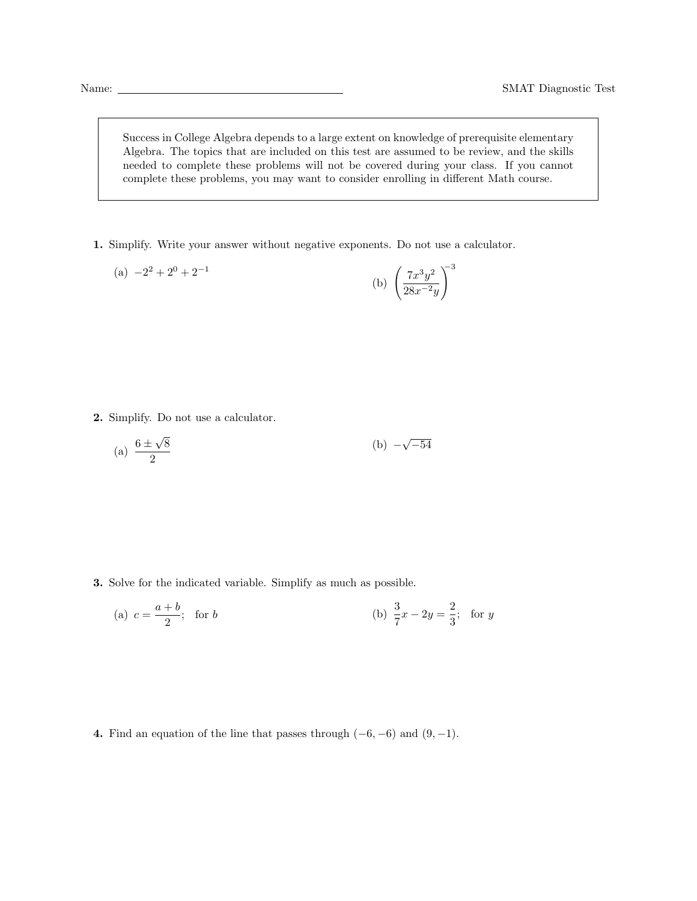Name: ________________________________________ SMAT Diagnostic Test

> Success in College Algebra depends to a large extent on knowledge of prerequisite elementary Algebra. The topics that are included on this test are assumed to be review, and the skills needed to complete these problems will not be covered during your class. If you cannot complete these problems, you may want to consider enrolling in different Math course.

**1.** Simplify. Write your answer without negative exponents. Do not use a calculator.

(a) $-2^2 + 2^0 + 2^{-1}$

(b) $\left(\dfrac{7x^3y^2}{28x^{-2}y}\right)^{-3}$

**2.** Simplify. Do not use a calculator.

(a) $\dfrac{6 \pm \sqrt{8}}{2}$

(b) $-\sqrt{-54}$

**3.** Solve for the indicated variable. Simplify as much as possible.

(a) $c = \dfrac{a+b}{2}$; for $b$

(b) $\dfrac{3}{7}x - 2y = \dfrac{2}{3}$; for $y$

**4.** Find an equation of the line that passes through $(-6, -6)$ and $(9, -1)$.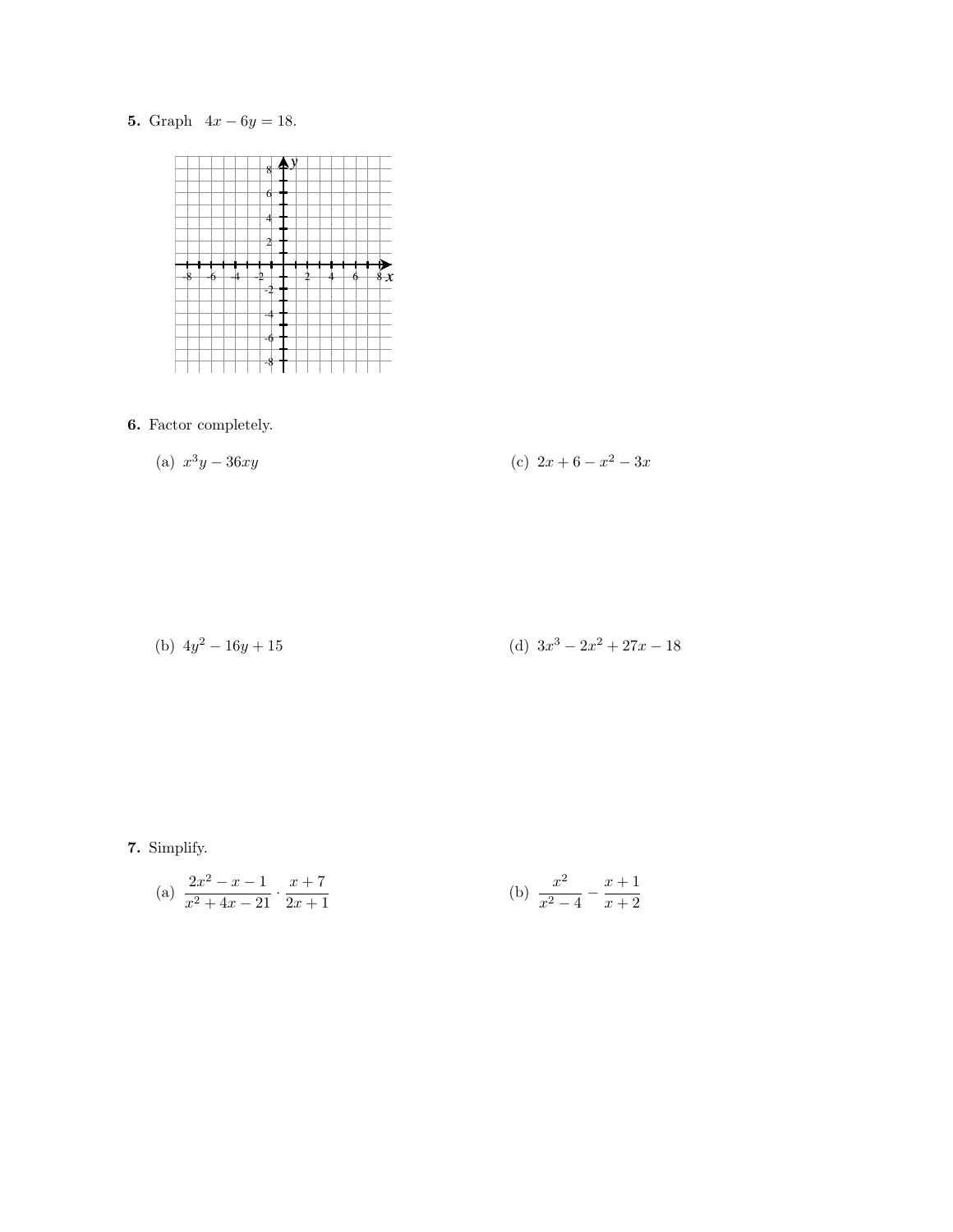**5.** Graph $4x - 6y = 18$.

**6.** Factor completely.

(a) $x^3y - 36xy$

(b) $4y^2 - 16y + 15$

(c) $2x + 6 - x^2 - 3x$

(d) $3x^3 - 2x^2 + 27x - 18$

**7.** Simplify.

(a) $\dfrac{2x^2 - x - 1}{x^2 + 4x - 21} \cdot \dfrac{x + 7}{2x + 1}$

(b) $\dfrac{x^2}{x^2 - 4} - \dfrac{x + 1}{x + 2}$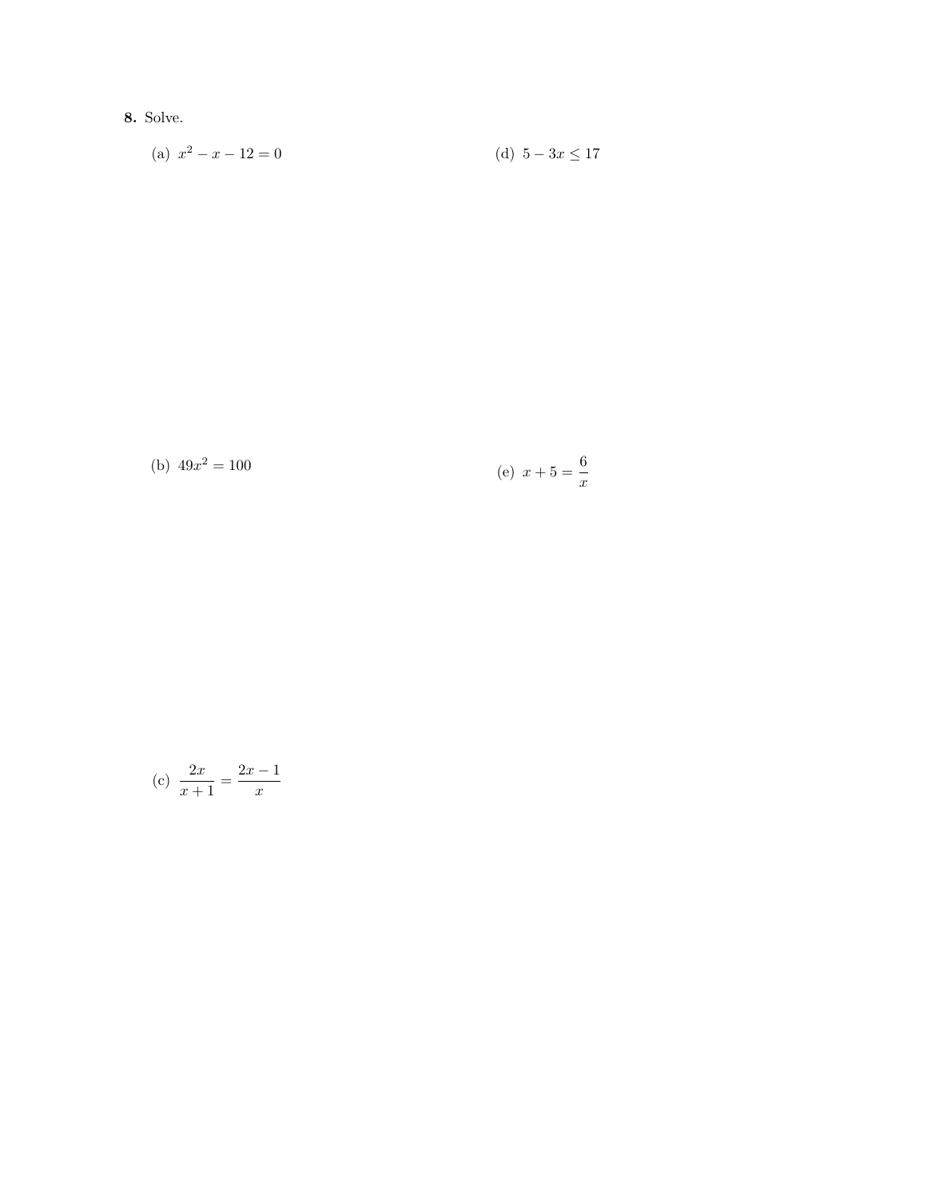**8.** Solve.

(a) $x^2 - x - 12 = 0$

(b) $49x^2 = 100$

(c) $\dfrac{2x}{x+1} = \dfrac{2x-1}{x}$

(d) $5 - 3x \leq 17$

(e) $x + 5 = \dfrac{6}{x}$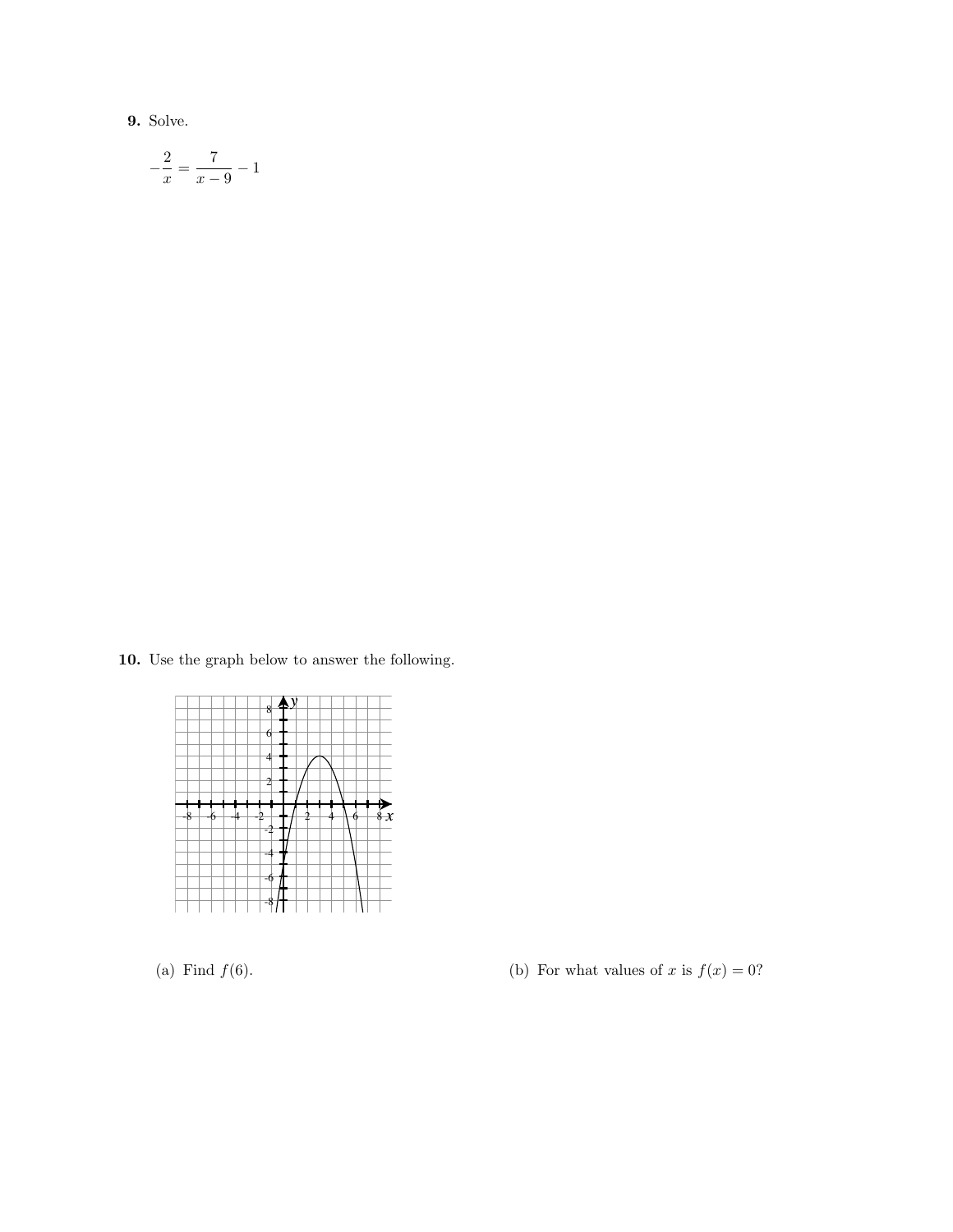**9.** Solve.

$$-\frac{2}{x} = \frac{7}{x-9} - 1$$

**10.** Use the graph below to answer the following.

(a) Find $f(6)$.

(b) For what values of $x$ is $f(x) = 0$?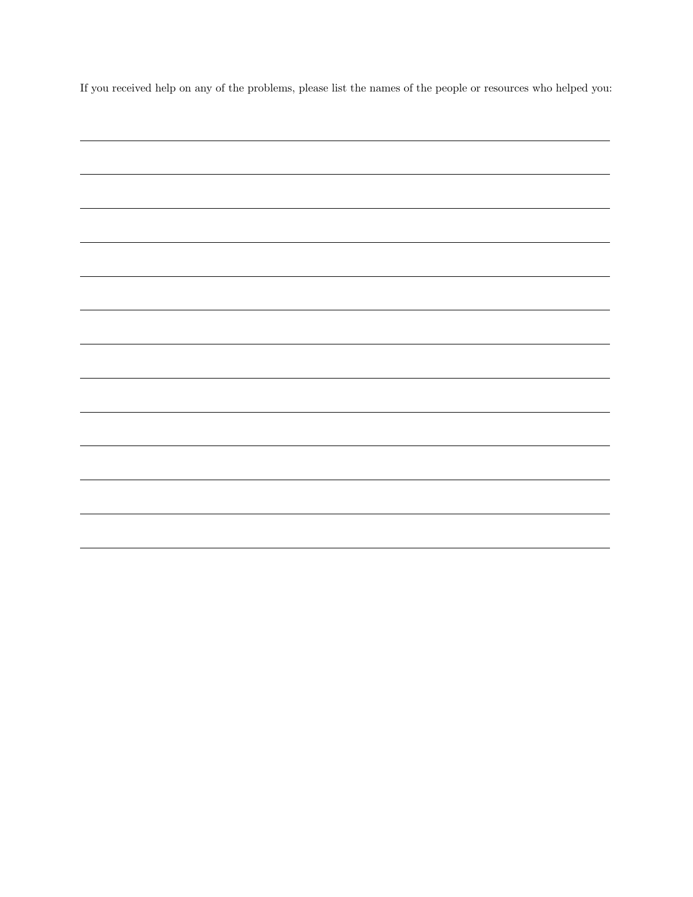If you received help on any of the problems, please list the names of the people or resources who helped you:

---

---

---

---

---

---

---

---

---

---

---

---

---